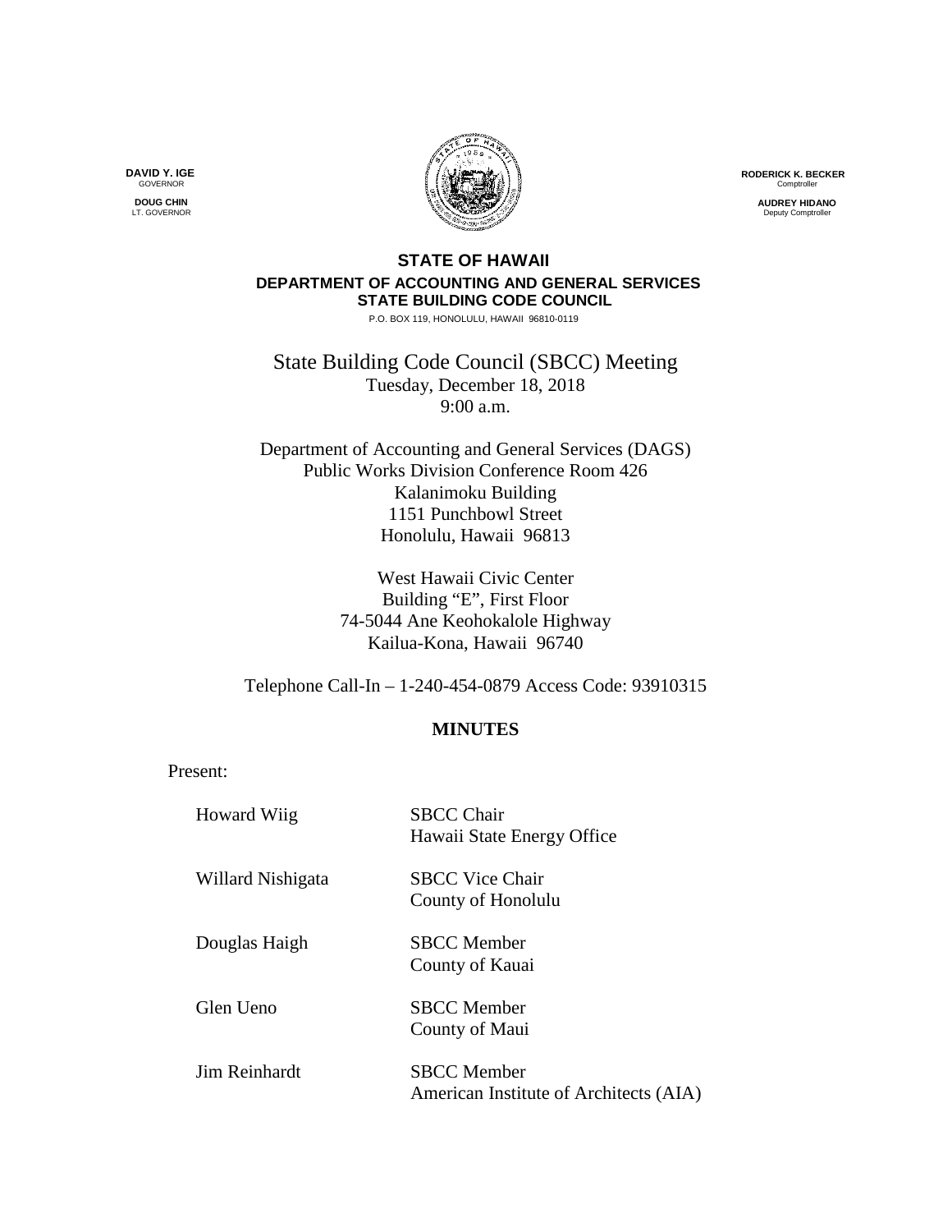**DAVID Y. IGE**
GOVERNOR

**DOUG CHIN**
LT. GOVERNOR

**RODERICK K. BECKER**
Comptroller

**AUDREY HIDANO**
Deputy Comptroller

**STATE OF HAWAII**
**DEPARTMENT OF ACCOUNTING AND GENERAL SERVICES**
**STATE BUILDING CODE COUNCIL**
P.O. BOX 119, HONOLULU, HAWAII 96810-0119

State Building Code Council (SBCC) Meeting
Tuesday, December 18, 2018
9:00 a.m.

Department of Accounting and General Services (DAGS)
Public Works Division Conference Room 426
Kalanimoku Building
1151 Punchbowl Street
Honolulu, Hawaii 96813

West Hawaii Civic Center
Building "E", First Floor
74-5044 Ane Keohokalole Highway
Kailua-Kona, Hawaii 96740

Telephone Call-In – 1-240-454-0879 Access Code: 93910315

## MINUTES

Present:

| | |
|---|---|
| Howard Wiig | SBCC Chair<br>Hawaii State Energy Office |
| Willard Nishigata | SBCC Vice Chair<br>County of Honolulu |
| Douglas Haigh | SBCC Member<br>County of Kauai |
| Glen Ueno | SBCC Member<br>County of Maui |
| Jim Reinhardt | SBCC Member<br>American Institute of Architects (AIA) |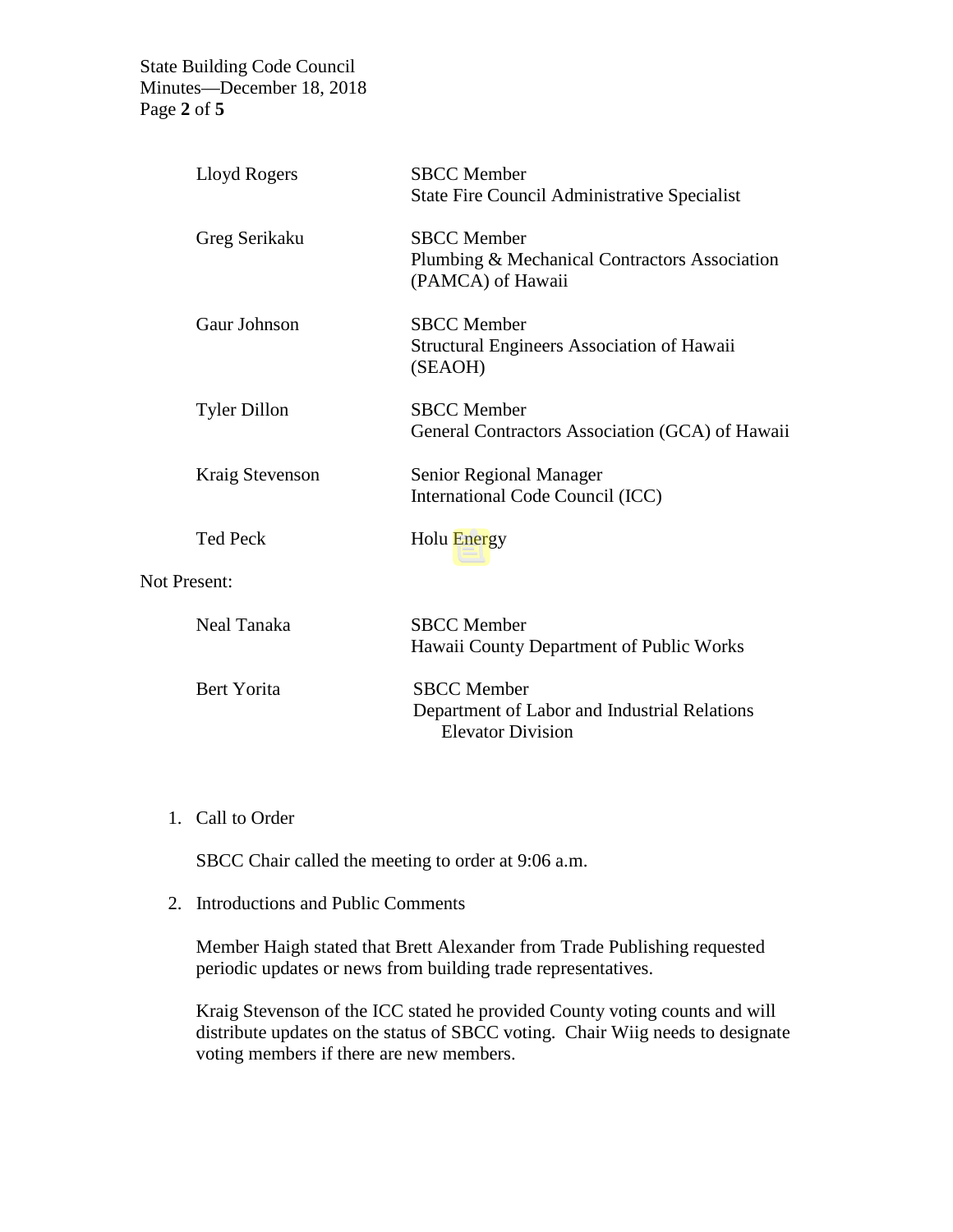| | |
|---|---|
| Lloyd Rogers | SBCC Member<br>State Fire Council Administrative Specialist |
| Greg Serikaku | SBCC Member<br>Plumbing & Mechanical Contractors Association (PAMCA) of Hawaii |
| Gaur Johnson | SBCC Member<br>Structural Engineers Association of Hawaii (SEAOH) |
| Tyler Dillon | SBCC Member<br>General Contractors Association (GCA) of Hawaii |
| Kraig Stevenson | Senior Regional Manager<br>International Code Council (ICC) |
| Ted Peck | Holu Energy |

Not Present:

| | |
|---|---|
| Neal Tanaka | SBCC Member<br>Hawaii County Department of Public Works |
| Bert Yorita | SBCC Member<br>Department of Labor and Industrial Relations<br>Elevator Division |

1. Call to Order

   SBCC Chair called the meeting to order at 9:06 a.m.

2. Introductions and Public Comments

   Member Haigh stated that Brett Alexander from Trade Publishing requested periodic updates or news from building trade representatives.

   Kraig Stevenson of the ICC stated he provided County voting counts and will distribute updates on the status of SBCC voting. Chair Wiig needs to designate voting members if there are new members.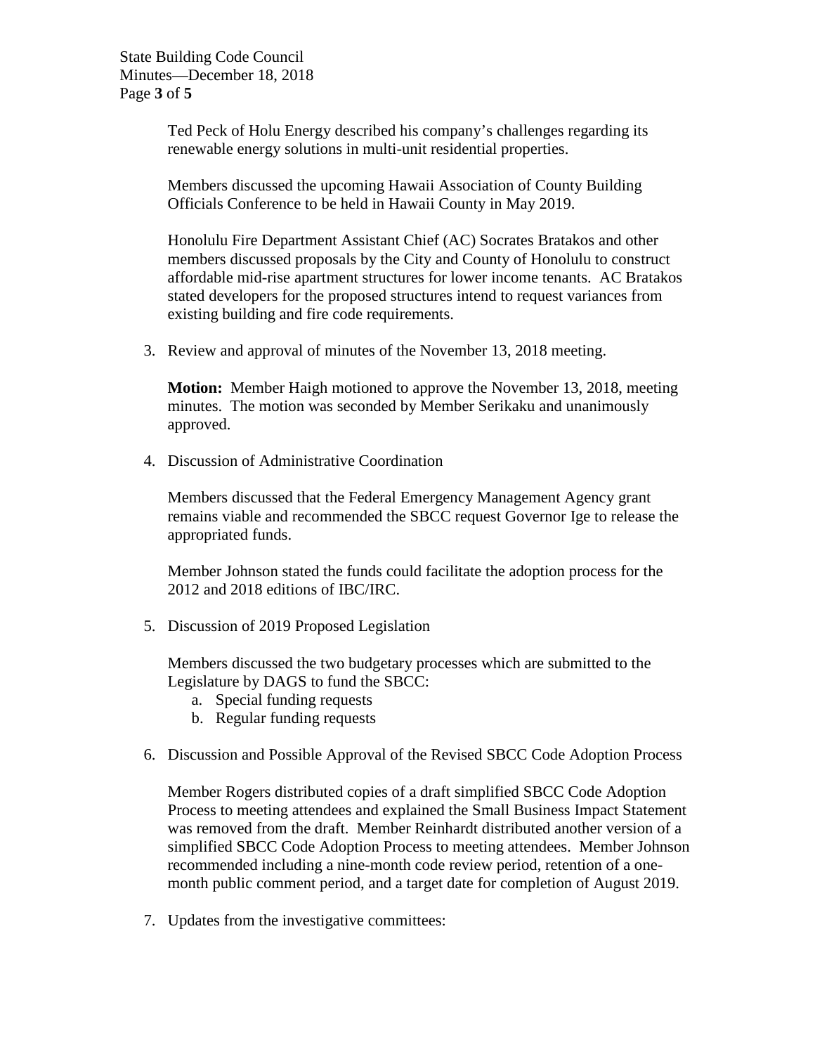Ted Peck of Holu Energy described his company's challenges regarding its renewable energy solutions in multi-unit residential properties.

Members discussed the upcoming Hawaii Association of County Building Officials Conference to be held in Hawaii County in May 2019.

Honolulu Fire Department Assistant Chief (AC) Socrates Bratakos and other members discussed proposals by the City and County of Honolulu to construct affordable mid-rise apartment structures for lower income tenants. AC Bratakos stated developers for the proposed structures intend to request variances from existing building and fire code requirements.

3. Review and approval of minutes of the November 13, 2018 meeting.

   **Motion:** Member Haigh motioned to approve the November 13, 2018, meeting minutes. The motion was seconded by Member Serikaku and unanimously approved.

4. Discussion of Administrative Coordination

   Members discussed that the Federal Emergency Management Agency grant remains viable and recommended the SBCC request Governor Ige to release the appropriated funds.

   Member Johnson stated the funds could facilitate the adoption process for the 2012 and 2018 editions of IBC/IRC.

5. Discussion of 2019 Proposed Legislation

   Members discussed the two budgetary processes which are submitted to the Legislature by DAGS to fund the SBCC:
   a. Special funding requests
   b. Regular funding requests

6. Discussion and Possible Approval of the Revised SBCC Code Adoption Process

   Member Rogers distributed copies of a draft simplified SBCC Code Adoption Process to meeting attendees and explained the Small Business Impact Statement was removed from the draft. Member Reinhardt distributed another version of a simplified SBCC Code Adoption Process to meeting attendees. Member Johnson recommended including a nine-month code review period, retention of a one-month public comment period, and a target date for completion of August 2019.

7. Updates from the investigative committees: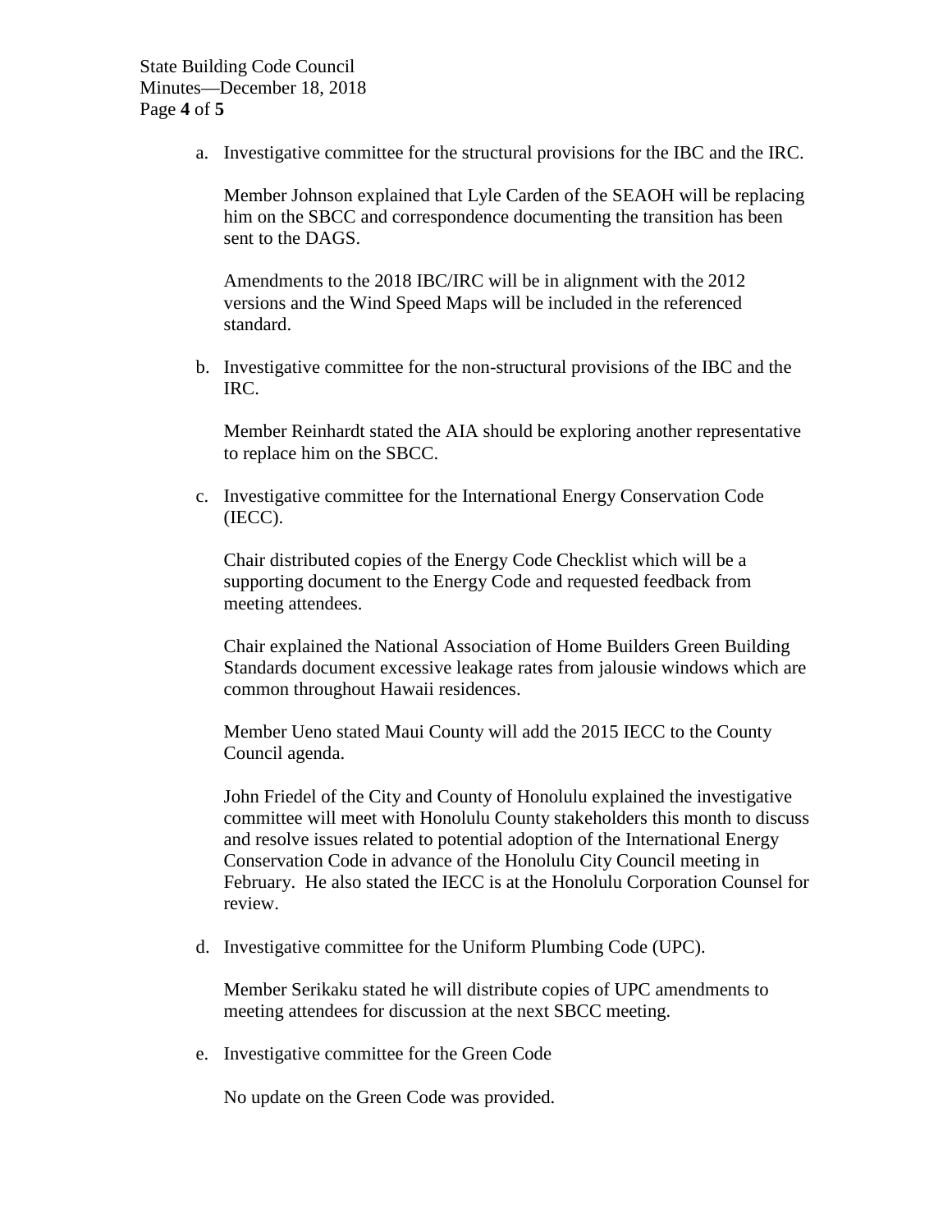a. Investigative committee for the structural provisions for the IBC and the IRC.

   Member Johnson explained that Lyle Carden of the SEAOH will be replacing him on the SBCC and correspondence documenting the transition has been sent to the DAGS.

   Amendments to the 2018 IBC/IRC will be in alignment with the 2012 versions and the Wind Speed Maps will be included in the referenced standard.

b. Investigative committee for the non-structural provisions of the IBC and the IRC.

   Member Reinhardt stated the AIA should be exploring another representative to replace him on the SBCC.

c. Investigative committee for the International Energy Conservation Code (IECC).

   Chair distributed copies of the Energy Code Checklist which will be a supporting document to the Energy Code and requested feedback from meeting attendees.

   Chair explained the National Association of Home Builders Green Building Standards document excessive leakage rates from jalousie windows which are common throughout Hawaii residences.

   Member Ueno stated Maui County will add the 2015 IECC to the County Council agenda.

   John Friedel of the City and County of Honolulu explained the investigative committee will meet with Honolulu County stakeholders this month to discuss and resolve issues related to potential adoption of the International Energy Conservation Code in advance of the Honolulu City Council meeting in February. He also stated the IECC is at the Honolulu Corporation Counsel for review.

d. Investigative committee for the Uniform Plumbing Code (UPC).

   Member Serikaku stated he will distribute copies of UPC amendments to meeting attendees for discussion at the next SBCC meeting.

e. Investigative committee for the Green Code

   No update on the Green Code was provided.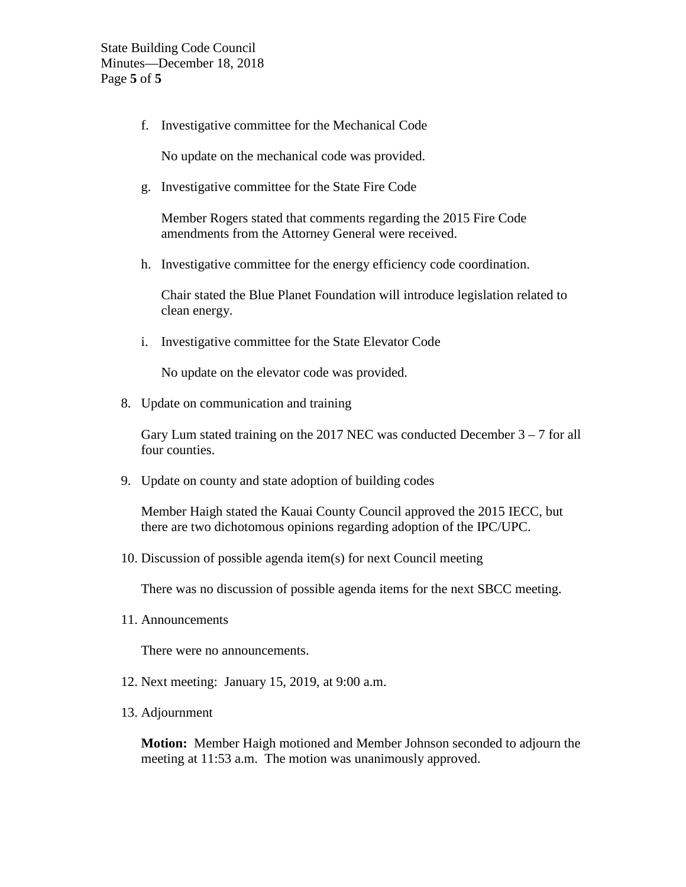f. Investigative committee for the Mechanical Code

   No update on the mechanical code was provided.

g. Investigative committee for the State Fire Code

   Member Rogers stated that comments regarding the 2015 Fire Code amendments from the Attorney General were received.

h. Investigative committee for the energy efficiency code coordination.

   Chair stated the Blue Planet Foundation will introduce legislation related to clean energy.

i. Investigative committee for the State Elevator Code

   No update on the elevator code was provided.

8. Update on communication and training

   Gary Lum stated training on the 2017 NEC was conducted December 3 – 7 for all four counties.

9. Update on county and state adoption of building codes

   Member Haigh stated the Kauai County Council approved the 2015 IECC, but there are two dichotomous opinions regarding adoption of the IPC/UPC.

10. Discussion of possible agenda item(s) for next Council meeting

    There was no discussion of possible agenda items for the next SBCC meeting.

11. Announcements

    There were no announcements.

12. Next meeting: January 15, 2019, at 9:00 a.m.

13. Adjournment

    **Motion:** Member Haigh motioned and Member Johnson seconded to adjourn the meeting at 11:53 a.m. The motion was unanimously approved.